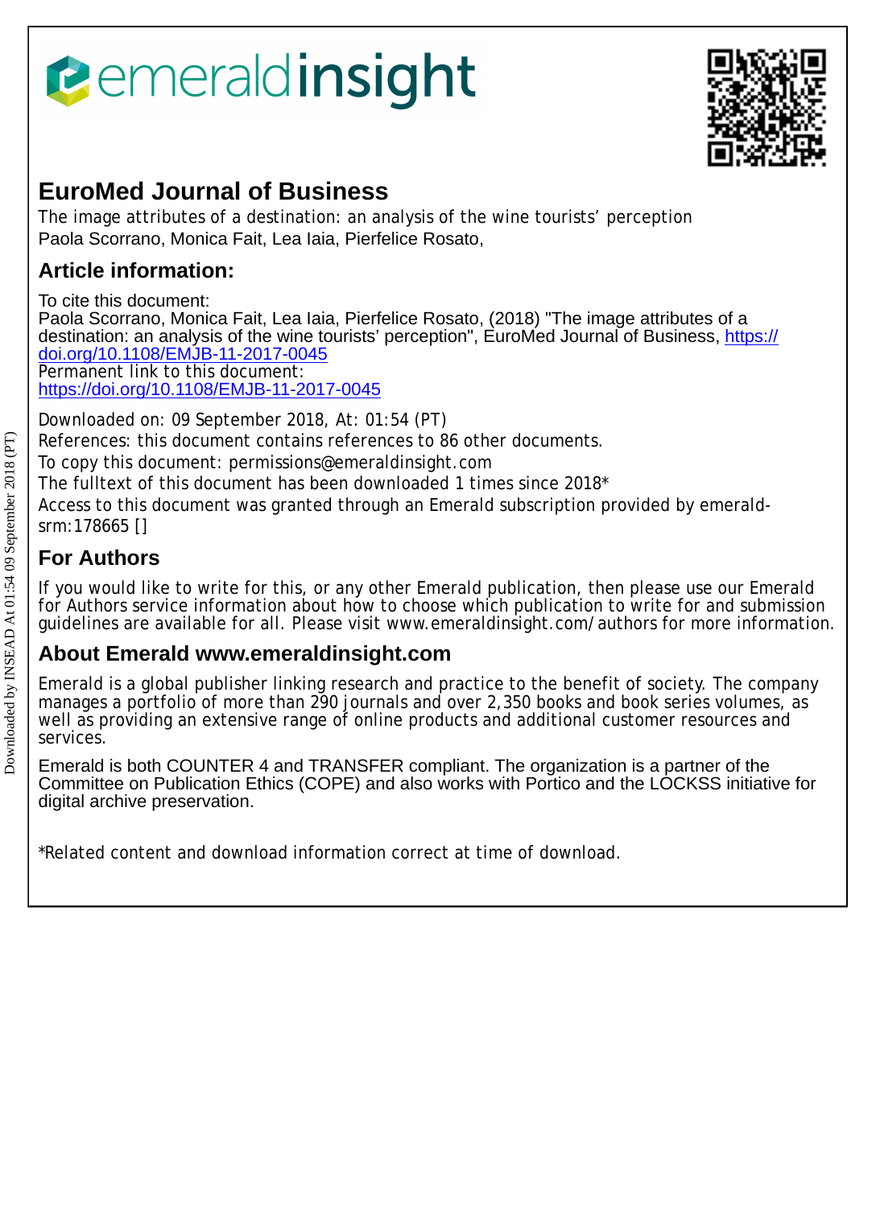# EuroMed Journal of Business

The image attributes of a destination: an analysis of the wine tourists' perception

Paola Scorrano, Monica Fait, Lea Iaia, Pierfelice Rosato,

## Article information:

To cite this document:

Paola Scorrano, Monica Fait, Lea Iaia, Pierfelice Rosato, (2018) "The image attributes of a destination: an analysis of the wine tourists' perception", EuroMed Journal of Business, https://doi.org/10.1108/EMJB-11-2017-0045

Permanent link to this document:

https://doi.org/10.1108/EMJB-11-2017-0045

Downloaded on: 09 September 2018, At: 01:54 (PT)

References: this document contains references to 86 other documents.

To copy this document: permissions@emeraldinsight.com

The fulltext of this document has been downloaded 1 times since 2018*

Access to this document was granted through an Emerald subscription provided by emerald-srm:178665 []

## For Authors

If you would like to write for this, or any other Emerald publication, then please use our Emerald for Authors service information about how to choose which publication to write for and submission guidelines are available for all. Please visit www.emeraldinsight.com/authors for more information.

## About Emerald www.emeraldinsight.com

Emerald is a global publisher linking research and practice to the benefit of society. The company manages a portfolio of more than 290 journals and over 2,350 books and book series volumes, as well as providing an extensive range of online products and additional customer resources and services.

Emerald is both COUNTER 4 and TRANSFER compliant. The organization is a partner of the Committee on Publication Ethics (COPE) and also works with Portico and the LOCKSS initiative for digital archive preservation.

*Related content and download information correct at time of download.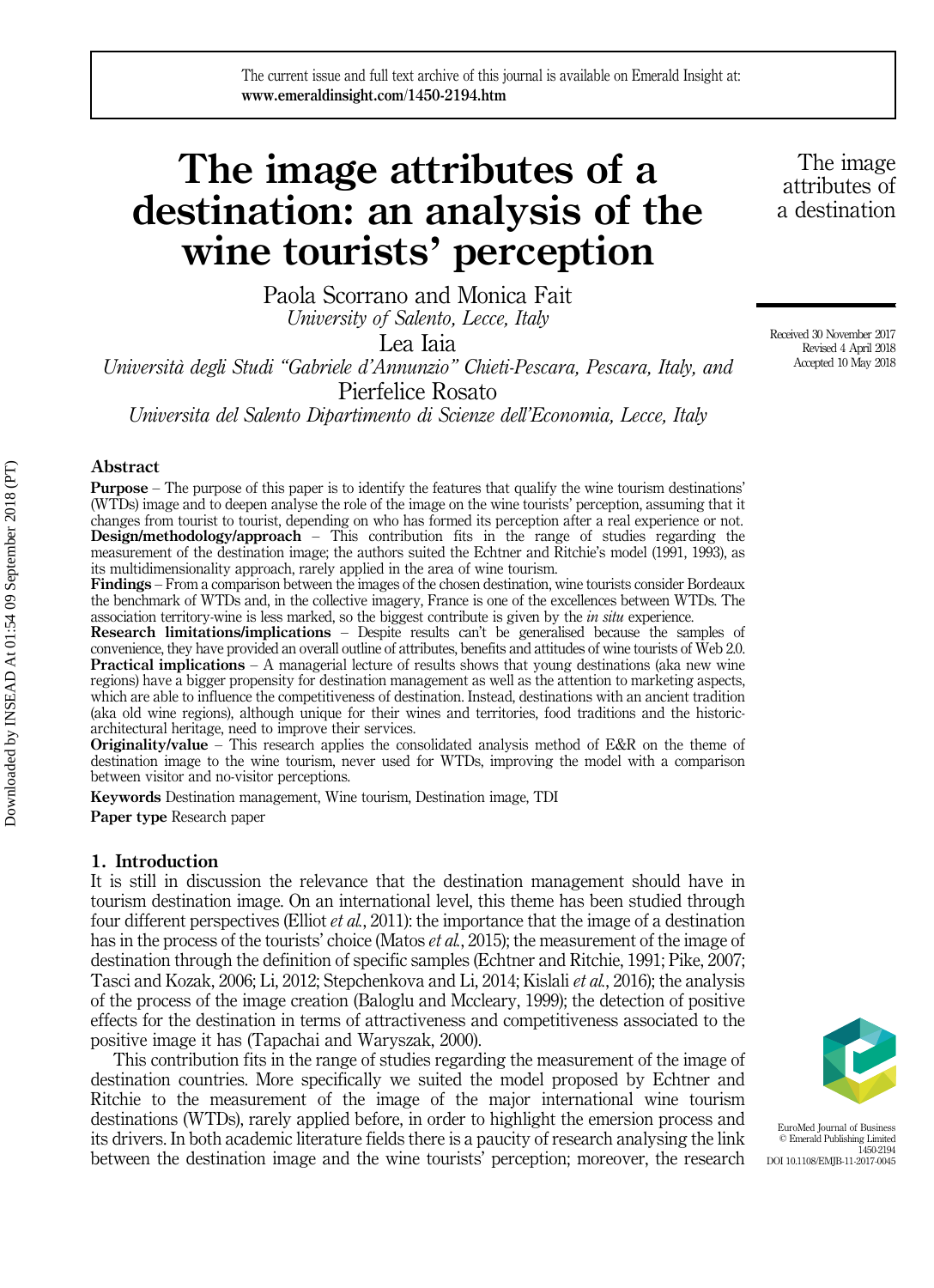# The image attributes of a destination: an analysis of the wine tourists' perception

Paola Scorrano and Monica Fait
*University of Salento, Lecce, Italy*

Lea Iaia
*Università degli Studi "Gabriele d'Annunzio" Chieti-Pescara, Pescara, Italy, and*

Pierfelice Rosato
*Universita del Salento Dipartimento di Scienze dell'Economia, Lecce, Italy*

Received 30 November 2017
Revised 4 April 2018
Accepted 10 May 2018

## Abstract

**Purpose** – The purpose of this paper is to identify the features that qualify the wine tourism destinations' (WTDs) image and to deepen analyse the role of the image on the wine tourists' perception, assuming that it changes from tourist to tourist, depending on who has formed its perception after a real experience or not.

**Design/methodology/approach** – This contribution fits in the range of studies regarding the measurement of the destination image; the authors suited the Echtner and Ritchie's model (1991, 1993), as its multidimensionality approach, rarely applied in the area of wine tourism.

**Findings** – From a comparison between the images of the chosen destination, wine tourists consider Bordeaux the benchmark of WTDs and, in the collective imagery, France is one of the excellences between WTDs. The association territory-wine is less marked, so the biggest contribute is given by the *in situ* experience.

**Research limitations/implications** – Despite results can't be generalised because the samples of convenience, they have provided an overall outline of attributes, benefits and attitudes of wine tourists of Web 2.0.

**Practical implications** – A managerial lecture of results shows that young destinations (aka new wine regions) have a bigger propensity for destination management as well as the attention to marketing aspects, which are able to influence the competitiveness of destination. Instead, destinations with an ancient tradition (aka old wine regions), although unique for their wines and territories, food traditions and the historic-architectural heritage, need to improve their services.

**Originality/value** – This research applies the consolidated analysis method of E&R on the theme of destination image to the wine tourism, never used for WTDs, improving the model with a comparison between visitor and no-visitor perceptions.

**Keywords** Destination management, Wine tourism, Destination image, TDI

**Paper type** Research paper

## 1. Introduction

It is still in discussion the relevance that the destination management should have in tourism destination image. On an international level, this theme has been studied through four different perspectives (Elliot *et al.*, 2011): the importance that the image of a destination has in the process of the tourists' choice (Matos *et al.*, 2015); the measurement of the image of destination through the definition of specific samples (Echtner and Ritchie, 1991; Pike, 2007; Tasci and Kozak, 2006; Li, 2012; Stepchenkova and Li, 2014; Kislali *et al.*, 2016); the analysis of the process of the image creation (Baloglu and Mccleary, 1999); the detection of positive effects for the destination in terms of attractiveness and competitiveness associated to the positive image it has (Tapachai and Waryszak, 2000).

This contribution fits in the range of studies regarding the measurement of the image of destination countries. More specifically we suited the model proposed by Echtner and Ritchie to the measurement of the image of the major international wine tourism destinations (WTDs), rarely applied before, in order to highlight the emersion process and its drivers. In both academic literature fields there is a paucity of research analysing the link between the destination image and the wine tourists' perception; moreover, the research

EuroMed Journal of Business
© Emerald Publishing Limited
1450-2194
DOI 10.1108/EMJB-11-2017-0045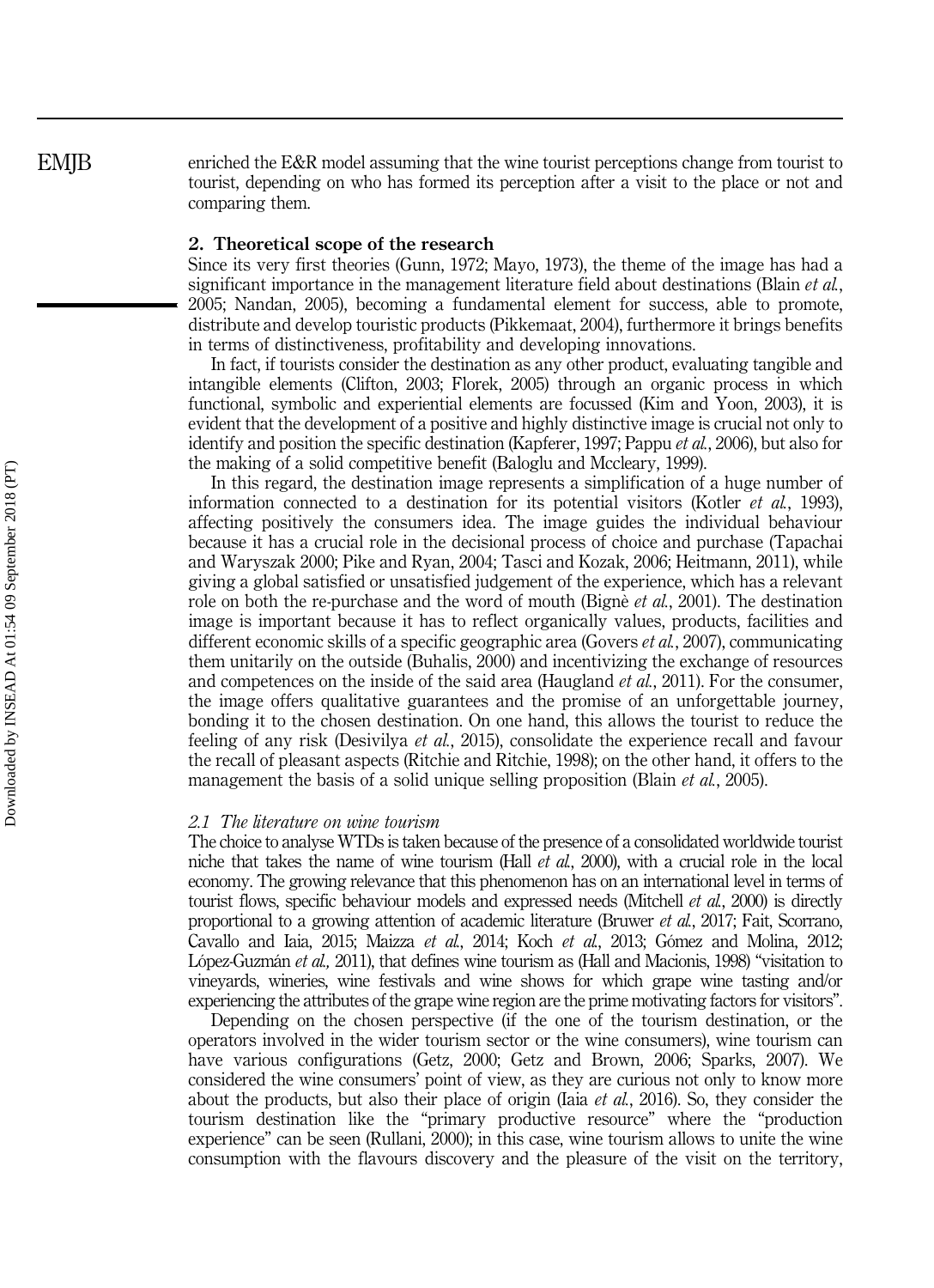enriched the E&R model assuming that the wine tourist perceptions change from tourist to tourist, depending on who has formed its perception after a visit to the place or not and comparing them.

## 2. Theoretical scope of the research

Since its very first theories (Gunn, 1972; Mayo, 1973), the theme of the image has had a significant importance in the management literature field about destinations (Blain *et al.*, 2005; Nandan, 2005), becoming a fundamental element for success, able to promote, distribute and develop touristic products (Pikkemaat, 2004), furthermore it brings benefits in terms of distinctiveness, profitability and developing innovations.

In fact, if tourists consider the destination as any other product, evaluating tangible and intangible elements (Clifton, 2003; Florek, 2005) through an organic process in which functional, symbolic and experiential elements are focussed (Kim and Yoon, 2003), it is evident that the development of a positive and highly distinctive image is crucial not only to identify and position the specific destination (Kapferer, 1997; Pappu *et al.*, 2006), but also for the making of a solid competitive benefit (Baloglu and Mccleary, 1999).

In this regard, the destination image represents a simplification of a huge number of information connected to a destination for its potential visitors (Kotler *et al.*, 1993), affecting positively the consumers idea. The image guides the individual behaviour because it has a crucial role in the decisional process of choice and purchase (Tapachai and Waryszak 2000; Pike and Ryan, 2004; Tasci and Kozak, 2006; Heitmann, 2011), while giving a global satisfied or unsatisfied judgement of the experience, which has a relevant role on both the re-purchase and the word of mouth (Bignè *et al.*, 2001). The destination image is important because it has to reflect organically values, products, facilities and different economic skills of a specific geographic area (Govers *et al.*, 2007), communicating them unitarily on the outside (Buhalis, 2000) and incentivizing the exchange of resources and competences on the inside of the said area (Haugland *et al.*, 2011). For the consumer, the image offers qualitative guarantees and the promise of an unforgettable journey, bonding it to the chosen destination. On one hand, this allows the tourist to reduce the feeling of any risk (Desivilya *et al.*, 2015), consolidate the experience recall and favour the recall of pleasant aspects (Ritchie and Ritchie, 1998); on the other hand, it offers to the management the basis of a solid unique selling proposition (Blain *et al.*, 2005).

### *2.1 The literature on wine tourism*

The choice to analyse WTDs is taken because of the presence of a consolidated worldwide tourist niche that takes the name of wine tourism (Hall *et al.*, 2000), with a crucial role in the local economy. The growing relevance that this phenomenon has on an international level in terms of tourist flows, specific behaviour models and expressed needs (Mitchell *et al.*, 2000) is directly proportional to a growing attention of academic literature (Bruwer *et al.*, 2017; Fait, Scorrano, Cavallo and Iaia, 2015; Maizza *et al.*, 2014; Koch *et al.*, 2013; Gómez and Molina, 2012; López-Guzmán *et al.*, 2011), that defines wine tourism as (Hall and Macionis, 1998) "visitation to vineyards, wineries, wine festivals and wine shows for which grape wine tasting and/or experiencing the attributes of the grape wine region are the prime motivating factors for visitors".

Depending on the chosen perspective (if the one of the tourism destination, or the operators involved in the wider tourism sector or the wine consumers), wine tourism can have various configurations (Getz, 2000; Getz and Brown, 2006; Sparks, 2007). We considered the wine consumers' point of view, as they are curious not only to know more about the products, but also their place of origin (Iaia *et al.*, 2016). So, they consider the tourism destination like the "primary productive resource" where the "production experience" can be seen (Rullani, 2000); in this case, wine tourism allows to unite the wine consumption with the flavours discovery and the pleasure of the visit on the territory,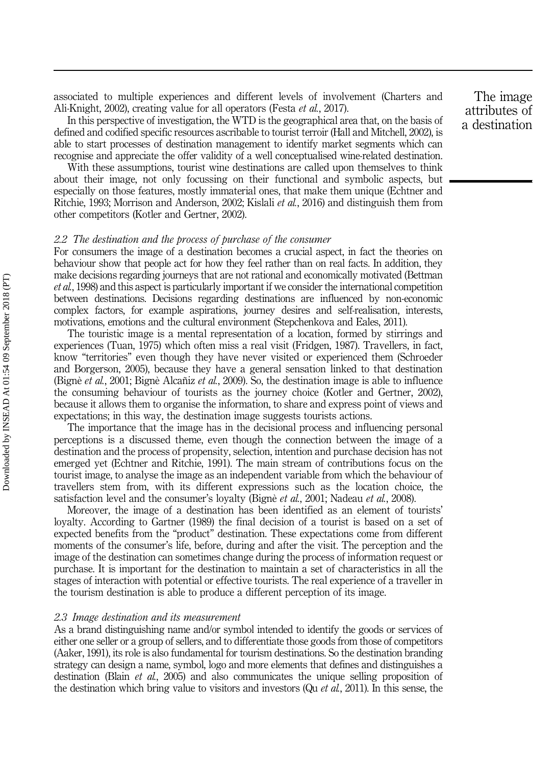associated to multiple experiences and different levels of involvement (Charters and Ali-Knight, 2002), creating value for all operators (Festa *et al.*, 2017).

In this perspective of investigation, the WTD is the geographical area that, on the basis of defined and codified specific resources ascribable to tourist terroir (Hall and Mitchell, 2002), is able to start processes of destination management to identify market segments which can recognise and appreciate the offer validity of a well conceptualised wine-related destination.

With these assumptions, tourist wine destinations are called upon themselves to think about their image, not only focussing on their functional and symbolic aspects, but especially on those features, mostly immaterial ones, that make them unique (Echtner and Ritchie, 1993; Morrison and Anderson, 2002; Kislali *et al.*, 2016) and distinguish them from other competitors (Kotler and Gertner, 2002).

### *2.2 The destination and the process of purchase of the consumer*

For consumers the image of a destination becomes a crucial aspect, in fact the theories on behaviour show that people act for how they feel rather than on real facts. In addition, they make decisions regarding journeys that are not rational and economically motivated (Bettman *et al.*, 1998) and this aspect is particularly important if we consider the international competition between destinations. Decisions regarding destinations are influenced by non-economic complex factors, for example aspirations, journey desires and self-realisation, interests, motivations, emotions and the cultural environment (Stepchenkova and Eales, 2011).

The touristic image is a mental representation of a location, formed by stirrings and experiences (Tuan, 1975) which often miss a real visit (Fridgen, 1987). Travellers, in fact, know "territories" even though they have never visited or experienced them (Schroeder and Borgerson, 2005), because they have a general sensation linked to that destination (Bignè *et al.*, 2001; Bignè Alcañiz *et al.*, 2009). So, the destination image is able to influence the consuming behaviour of tourists as the journey choice (Kotler and Gertner, 2002), because it allows them to organise the information, to share and express point of views and expectations; in this way, the destination image suggests tourists actions.

The importance that the image has in the decisional process and influencing personal perceptions is a discussed theme, even though the connection between the image of a destination and the process of propensity, selection, intention and purchase decision has not emerged yet (Echtner and Ritchie, 1991). The main stream of contributions focus on the tourist image, to analyse the image as an independent variable from which the behaviour of travellers stem from, with its different expressions such as the location choice, the satisfaction level and the consumer's loyalty (Bignè *et al.*, 2001; Nadeau *et al.*, 2008).

Moreover, the image of a destination has been identified as an element of tourists' loyalty. According to Gartner (1989) the final decision of a tourist is based on a set of expected benefits from the "product" destination. These expectations come from different moments of the consumer's life, before, during and after the visit. The perception and the image of the destination can sometimes change during the process of information request or purchase. It is important for the destination to maintain a set of characteristics in all the stages of interaction with potential or effective tourists. The real experience of a traveller in the tourism destination is able to produce a different perception of its image.

### *2.3 Image destination and its measurement*

As a brand distinguishing name and/or symbol intended to identify the goods or services of either one seller or a group of sellers, and to differentiate those goods from those of competitors (Aaker, 1991), its role is also fundamental for tourism destinations. So the destination branding strategy can design a name, symbol, logo and more elements that defines and distinguishes a destination (Blain *et al.*, 2005) and also communicates the unique selling proposition of the destination which bring value to visitors and investors (Qu *et al.*, 2011). In this sense, the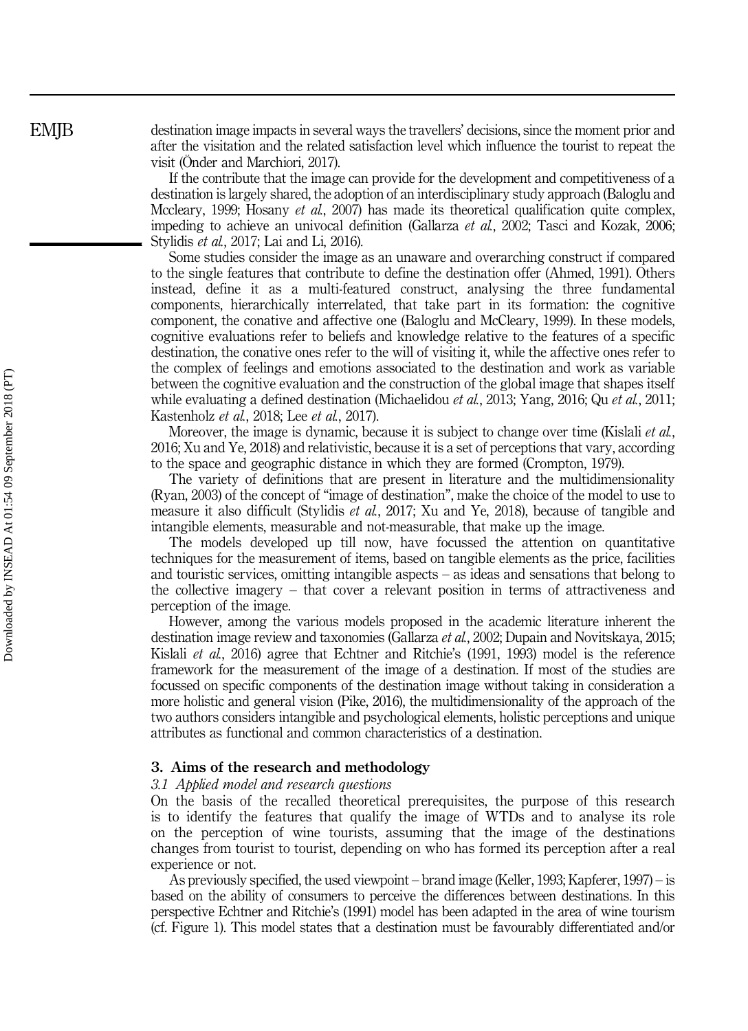destination image impacts in several ways the travellers' decisions, since the moment prior and after the visitation and the related satisfaction level which influence the tourist to repeat the visit (Önder and Marchiori, 2017).

If the contribute that the image can provide for the development and competitiveness of a destination is largely shared, the adoption of an interdisciplinary study approach (Baloglu and Mccleary, 1999; Hosany *et al.*, 2007) has made its theoretical qualification quite complex, impeding to achieve an univocal definition (Gallarza *et al.*, 2002; Tasci and Kozak, 2006; Stylidis *et al.*, 2017; Lai and Li, 2016).

Some studies consider the image as an unaware and overarching construct if compared to the single features that contribute to define the destination offer (Ahmed, 1991). Others instead, define it as a multi-featured construct, analysing the three fundamental components, hierarchically interrelated, that take part in its formation: the cognitive component, the conative and affective one (Baloglu and McCleary, 1999). In these models, cognitive evaluations refer to beliefs and knowledge relative to the features of a specific destination, the conative ones refer to the will of visiting it, while the affective ones refer to the complex of feelings and emotions associated to the destination and work as variable between the cognitive evaluation and the construction of the global image that shapes itself while evaluating a defined destination (Michaelidou *et al.*, 2013; Yang, 2016; Qu *et al.*, 2011; Kastenholz *et al.*, 2018; Lee *et al.*, 2017).

Moreover, the image is dynamic, because it is subject to change over time (Kislali *et al.*, 2016; Xu and Ye, 2018) and relativistic, because it is a set of perceptions that vary, according to the space and geographic distance in which they are formed (Crompton, 1979).

The variety of definitions that are present in literature and the multidimensionality (Ryan, 2003) of the concept of "image of destination", make the choice of the model to use to measure it also difficult (Stylidis *et al.*, 2017; Xu and Ye, 2018), because of tangible and intangible elements, measurable and not-measurable, that make up the image.

The models developed up till now, have focussed the attention on quantitative techniques for the measurement of items, based on tangible elements as the price, facilities and touristic services, omitting intangible aspects – as ideas and sensations that belong to the collective imagery – that cover a relevant position in terms of attractiveness and perception of the image.

However, among the various models proposed in the academic literature inherent the destination image review and taxonomies (Gallarza *et al.*, 2002; Dupain and Novitskaya, 2015; Kislali *et al.*, 2016) agree that Echtner and Ritchie's (1991, 1993) model is the reference framework for the measurement of the image of a destination. If most of the studies are focussed on specific components of the destination image without taking in consideration a more holistic and general vision (Pike, 2016), the multidimensionality of the approach of the two authors considers intangible and psychological elements, holistic perceptions and unique attributes as functional and common characteristics of a destination.

## 3. Aims of the research and methodology

### *3.1 Applied model and research questions*

On the basis of the recalled theoretical prerequisites, the purpose of this research is to identify the features that qualify the image of WTDs and to analyse its role on the perception of wine tourists, assuming that the image of the destinations changes from tourist to tourist, depending on who has formed its perception after a real experience or not.

As previously specified, the used viewpoint – brand image (Keller, 1993; Kapferer, 1997) – is based on the ability of consumers to perceive the differences between destinations. In this perspective Echtner and Ritchie's (1991) model has been adapted in the area of wine tourism (cf. Figure 1). This model states that a destination must be favourably differentiated and/or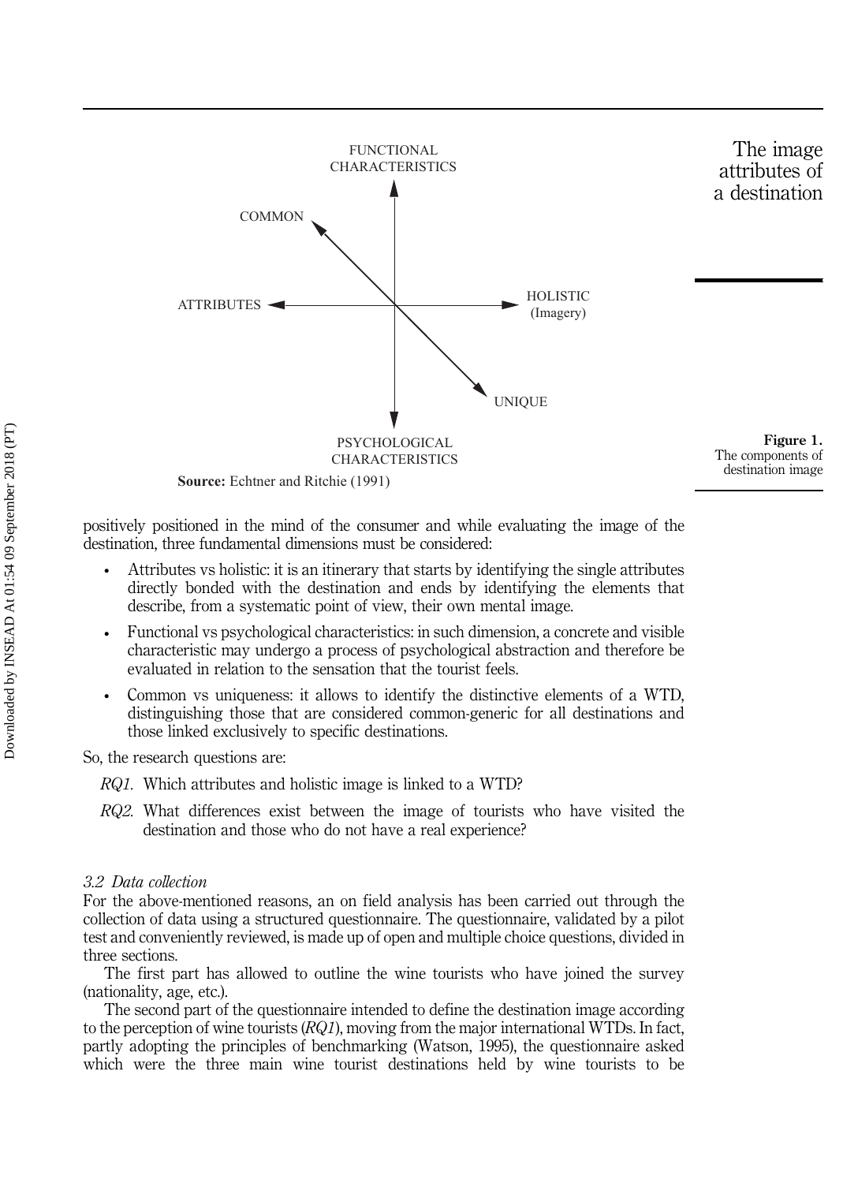FUNCTIONAL CHARACTERISTICS

COMMON

ATTRIBUTES

HOLISTIC (Imagery)

UNIQUE

PSYCHOLOGICAL CHARACTERISTICS

**Source:** Echtner and Ritchie (1991)

**Figure 1.** The components of destination image

positively positioned in the mind of the consumer and while evaluating the image of the destination, three fundamental dimensions must be considered:

- Attributes vs holistic: it is an itinerary that starts by identifying the single attributes directly bonded with the destination and ends by identifying the elements that describe, from a systematic point of view, their own mental image.
- Functional vs psychological characteristics: in such dimension, a concrete and visible characteristic may undergo a process of psychological abstraction and therefore be evaluated in relation to the sensation that the tourist feels.
- Common vs uniqueness: it allows to identify the distinctive elements of a WTD, distinguishing those that are considered common-generic for all destinations and those linked exclusively to specific destinations.

So, the research questions are:

*RQ1*. Which attributes and holistic image is linked to a WTD?

*RQ2*. What differences exist between the image of tourists who have visited the destination and those who do not have a real experience?

### 3.2 Data collection

For the above-mentioned reasons, an on field analysis has been carried out through the collection of data using a structured questionnaire. The questionnaire, validated by a pilot test and conveniently reviewed, is made up of open and multiple choice questions, divided in three sections.

The first part has allowed to outline the wine tourists who have joined the survey (nationality, age, etc.).

The second part of the questionnaire intended to define the destination image according to the perception of wine tourists (*RQ1*), moving from the major international WTDs. In fact, partly adopting the principles of benchmarking (Watson, 1995), the questionnaire asked which were the three main wine tourist destinations held by wine tourists to be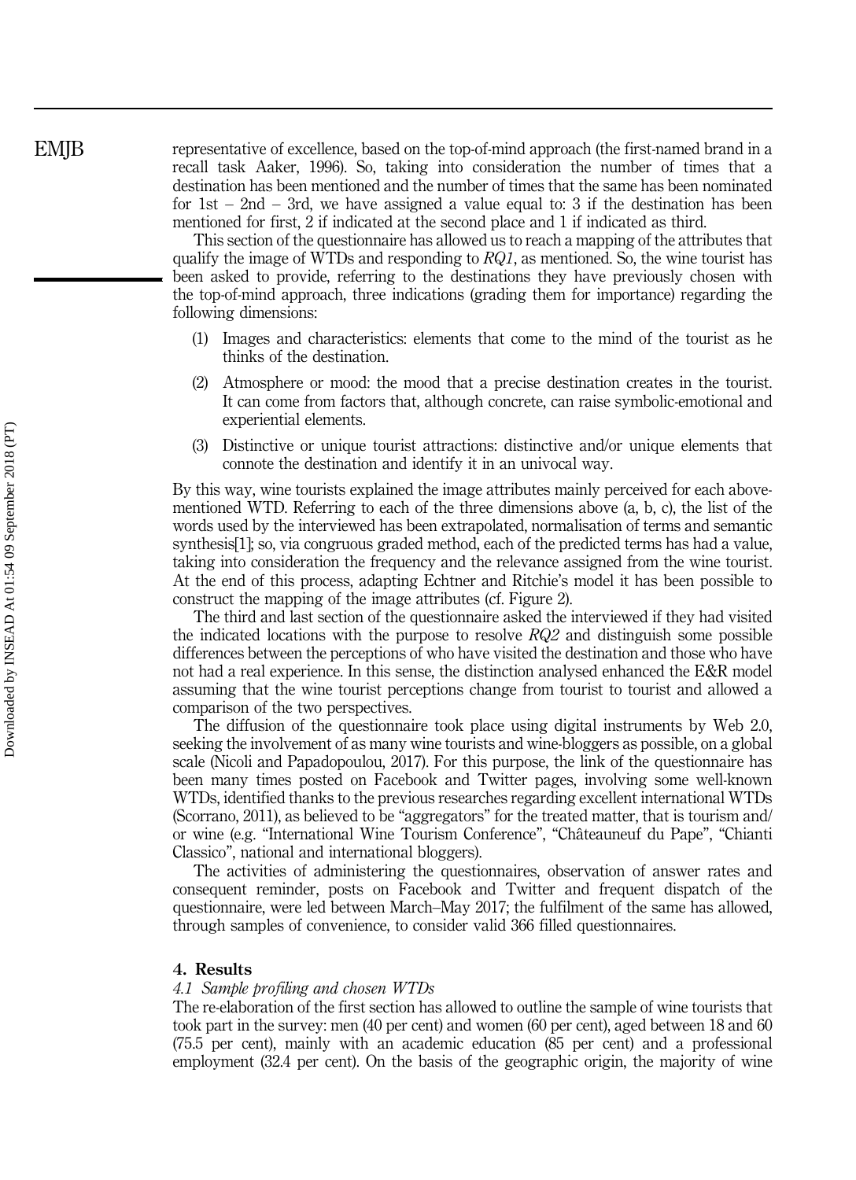representative of excellence, based on the top-of-mind approach (the first-named brand in a recall task Aaker, 1996). So, taking into consideration the number of times that a destination has been mentioned and the number of times that the same has been nominated for 1st – 2nd – 3rd, we have assigned a value equal to: 3 if the destination has been mentioned for first, 2 if indicated at the second place and 1 if indicated as third.

This section of the questionnaire has allowed us to reach a mapping of the attributes that qualify the image of WTDs and responding to *RQ1*, as mentioned. So, the wine tourist has been asked to provide, referring to the destinations they have previously chosen with the top-of-mind approach, three indications (grading them for importance) regarding the following dimensions:

(1) Images and characteristics: elements that come to the mind of the tourist as he thinks of the destination.

(2) Atmosphere or mood: the mood that a precise destination creates in the tourist. It can come from factors that, although concrete, can raise symbolic-emotional and experiential elements.

(3) Distinctive or unique tourist attractions: distinctive and/or unique elements that connote the destination and identify it in an univocal way.

By this way, wine tourists explained the image attributes mainly perceived for each above-mentioned WTD. Referring to each of the three dimensions above (a, b, c), the list of the words used by the interviewed has been extrapolated, normalisation of terms and semantic synthesis[1]; so, via congruous graded method, each of the predicted terms has had a value, taking into consideration the frequency and the relevance assigned from the wine tourist. At the end of this process, adapting Echtner and Ritchie's model it has been possible to construct the mapping of the image attributes (cf. Figure 2).

The third and last section of the questionnaire asked the interviewed if they had visited the indicated locations with the purpose to resolve *RQ2* and distinguish some possible differences between the perceptions of who have visited the destination and those who have not had a real experience. In this sense, the distinction analysed enhanced the E&R model assuming that the wine tourist perceptions change from tourist to tourist and allowed a comparison of the two perspectives.

The diffusion of the questionnaire took place using digital instruments by Web 2.0, seeking the involvement of as many wine tourists and wine-bloggers as possible, on a global scale (Nicoli and Papadopoulou, 2017). For this purpose, the link of the questionnaire has been many times posted on Facebook and Twitter pages, involving some well-known WTDs, identified thanks to the previous researches regarding excellent international WTDs (Scorrano, 2011), as believed to be "aggregators" for the treated matter, that is tourism and/or wine (e.g. "International Wine Tourism Conference", "Châteauneuf du Pape", "Chianti Classico", national and international bloggers).

The activities of administering the questionnaires, observation of answer rates and consequent reminder, posts on Facebook and Twitter and frequent dispatch of the questionnaire, were led between March–May 2017; the fulfilment of the same has allowed, through samples of convenience, to consider valid 366 filled questionnaires.

## 4. Results

### *4.1 Sample profiling and chosen WTDs*

The re-elaboration of the first section has allowed to outline the sample of wine tourists that took part in the survey: men (40 per cent) and women (60 per cent), aged between 18 and 60 (75.5 per cent), mainly with an academic education (85 per cent) and a professional employment (32.4 per cent). On the basis of the geographic origin, the majority of wine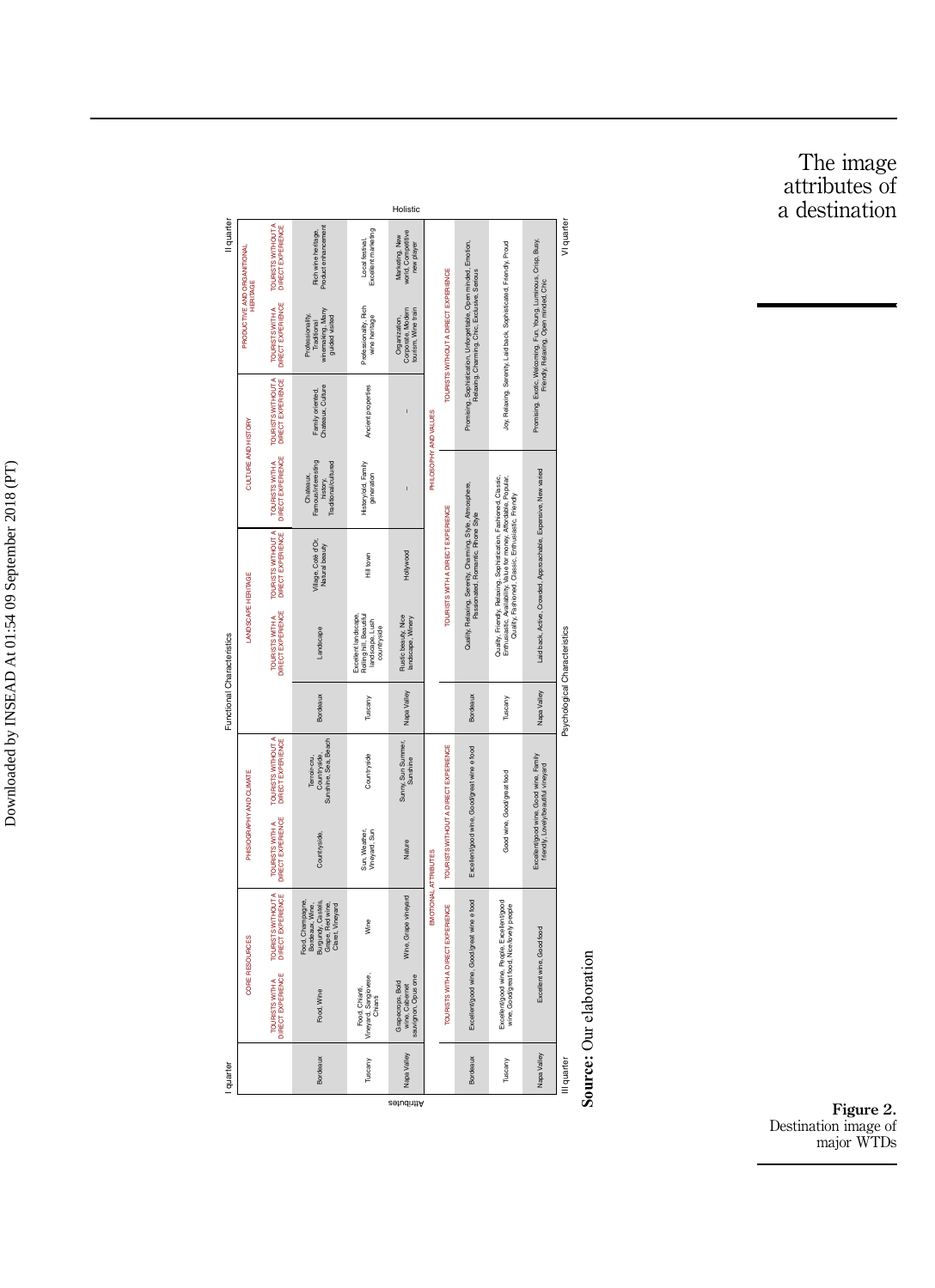Table (Figure 2): Functional Characteristics (I quarter, II quarter) — Attributes; Holistic — Psychological Characteristics (III quarter, IV quarter)

| | CORE RESOURCES: Tourists with a direct experience | CORE RESOURCES: Tourists without a direct experience | PHYSIOGRAPHY AND CLIMATE: Tourists with a direct experience | PHYSIOGRAPHY AND CLIMATE: Tourists without a direct experience | | LANDSCAPE HERITAGE: Tourists with a direct experience | LANDSCAPE HERITAGE: Tourists without a direct experience | CULTURE AND HISTORY: Tourists with a direct experience | CULTURE AND HISTORY: Tourists without a direct experience | PRODUCTIVE AND ORGANIZATIONAL HERITAGE: Tourists with a direct experience | PRODUCTIVE AND ORGANIZATIONAL HERITAGE: Tourists without a direct experience |
|---|---|---|---|---|---|---|---|---|---|---|---|
| Bordeaux | Food, Wine | Food, Champagne, Bordeaux, Wine, Burgundy, Castels, Grape, Red wine, Claret, Vineyard | Countryside, | Terroir-ou, Countryside, Sunshine, Sea, Beach | Bordeaux | Landscape | Village, Cote d'Or, Natural beauty | Chateaux, Famous/interesting history, Traditional/cultured | Family oriented, Chateaux, Culture | Professionality, Traditional winemaking, Many guided visited | Rich wine heritage, Product enhancement |
| Tuscany | Food, Chianti, Vineyard, Sangiovese, Chianti | Wine | Sun, Weather, Vineyard, Sun | Countryside | Tuscany | Excellent landscape, Rolling hill, Beautiful landscape, Lush countryside | Hill town | Historyold, Family generation | Ancient properties | Professionality, Rich wine heritage | Local festival, Excellent marketing |
| Napa Valley | Grapeoroops, Bold wine, Cabernet sauvignon, Opus one | Wine, Grape vineyard | Nature | Sunny, Sun Summer, Sunshine | Napa Valley | Rustic beauty, Nice landscape, Winery | Hollywood | – | – | Organization, Corporate, Modern tourism, Wine train | Marketing, New world, Competitive new player |

| | EMOTIONAL ATTRIBUTES: Tourists with a direct experience | EMOTIONAL ATTRIBUTES: Tourists without a direct experience | | PHILOSOPHY AND VALUES: Tourists with a direct experience | PHILOSOPHY AND VALUES: Tourists without a direct experience |
|---|---|---|---|---|---|
| Bordeaux | Excellent/good wine, Good/great wine e food | Excellent/good wine, Good/great wine e food | Bordeaux | Quality, Relaxing, Serenity, Charming, Style, Atmosphere, Passionated, Romantic, Rhone Style | Promising, Sophistication, Unforgettable, Open minded, Emotion, Relaxing, Charming, Chic, Exclusive, Serious |
| Tuscany | Excellent/good wine, People, Excellent/good wine, Good/great food, Nice/lovely people | Good wine, Good/great food | Tuscany | Quality, Friendly, Relaxing, Sophistication, Fashioned, Classic, Enthusiastic, Availability, Value for money, Affordable, Popular, Quality, Fashioned, Classic, Enthusiastic, Friendly | Joy, Relaxing, Serenity, Laid back, Sophisticated, Friendly, Proud |
| Napa Valley | Excellent wine, Good food | Excellent/good wine, Good wine, Family friendly, Lovely/beautiful vineyard | Napa Valley | Laid back, Active, Crowded, Approachable, Expensive, New varied | Promising, Exotic, Welcoming, Fun, Young, Luminous, Crisp, Busy, Friendly, Relaxing, Open minded, Chic |

**Source:** Our elaboration

**Figure 2.** Destination image of major WTDs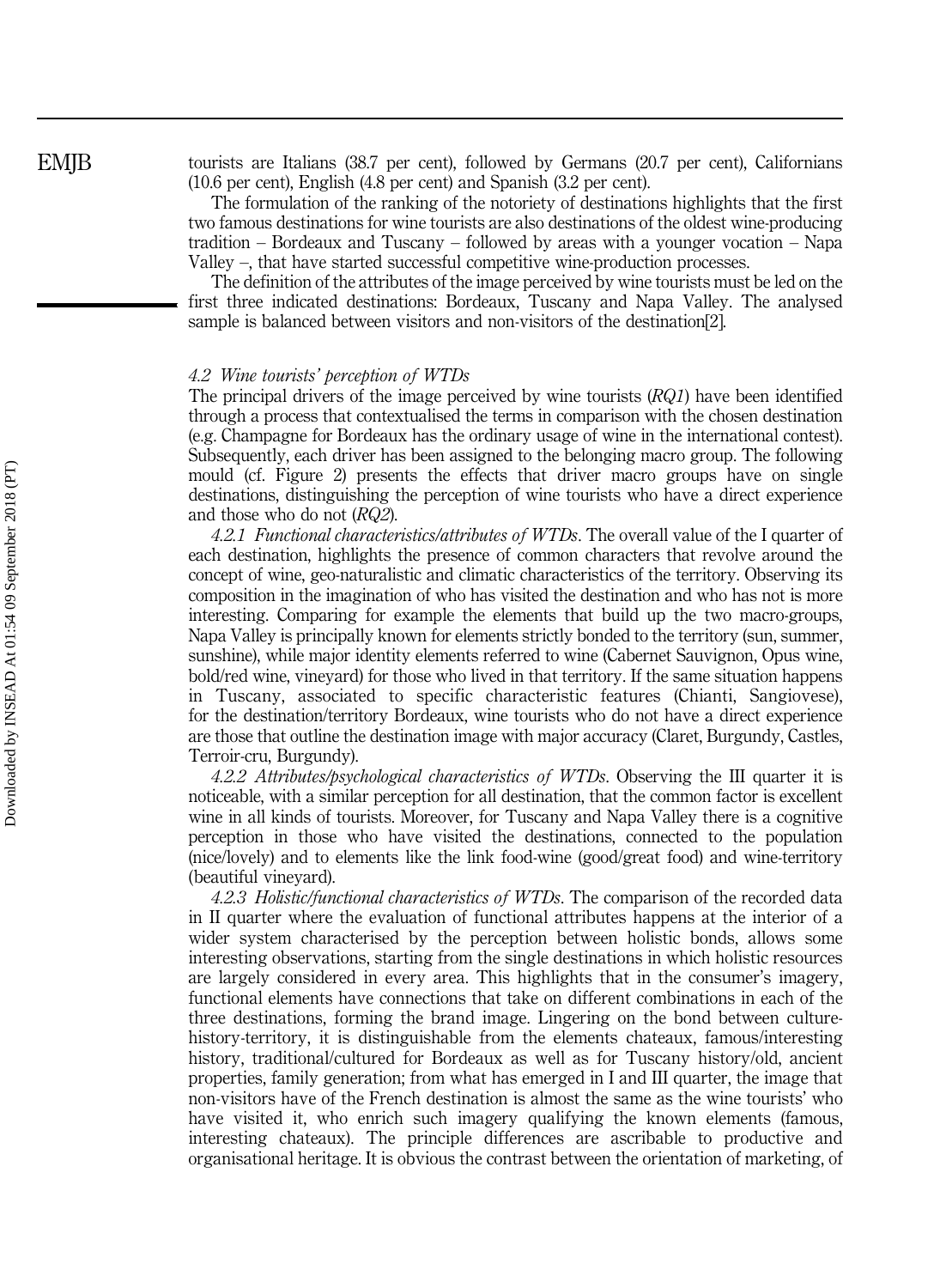tourists are Italians (38.7 per cent), followed by Germans (20.7 per cent), Californians (10.6 per cent), English (4.8 per cent) and Spanish (3.2 per cent).

The formulation of the ranking of the notoriety of destinations highlights that the first two famous destinations for wine tourists are also destinations of the oldest wine-producing tradition – Bordeaux and Tuscany – followed by areas with a younger vocation – Napa Valley –, that have started successful competitive wine-production processes.

The definition of the attributes of the image perceived by wine tourists must be led on the first three indicated destinations: Bordeaux, Tuscany and Napa Valley. The analysed sample is balanced between visitors and non-visitors of the destination[2].

### 4.2 Wine tourists' perception of WTDs

The principal drivers of the image perceived by wine tourists (*RQ1*) have been identified through a process that contextualised the terms in comparison with the chosen destination (e.g. Champagne for Bordeaux has the ordinary usage of wine in the international contest). Subsequently, each driver has been assigned to the belonging macro group. The following mould (cf. Figure 2) presents the effects that driver macro groups have on single destinations, distinguishing the perception of wine tourists who have a direct experience and those who do not (*RQ2*).

*4.2.1 Functional characteristics/attributes of WTDs.* The overall value of the I quarter of each destination, highlights the presence of common characters that revolve around the concept of wine, geo-naturalistic and climatic characteristics of the territory. Observing its composition in the imagination of who has visited the destination and who has not is more interesting. Comparing for example the elements that build up the two macro-groups, Napa Valley is principally known for elements strictly bonded to the territory (sun, summer, sunshine), while major identity elements referred to wine (Cabernet Sauvignon, Opus wine, bold/red wine, vineyard) for those who lived in that territory. If the same situation happens in Tuscany, associated to specific characteristic features (Chianti, Sangiovese), for the destination/territory Bordeaux, wine tourists who do not have a direct experience are those that outline the destination image with major accuracy (Claret, Burgundy, Castles, Terroir-cru, Burgundy).

*4.2.2 Attributes/psychological characteristics of WTDs.* Observing the III quarter it is noticeable, with a similar perception for all destination, that the common factor is excellent wine in all kinds of tourists. Moreover, for Tuscany and Napa Valley there is a cognitive perception in those who have visited the destinations, connected to the population (nice/lovely) and to elements like the link food-wine (good/great food) and wine-territory (beautiful vineyard).

*4.2.3 Holistic/functional characteristics of WTDs.* The comparison of the recorded data in II quarter where the evaluation of functional attributes happens at the interior of a wider system characterised by the perception between holistic bonds, allows some interesting observations, starting from the single destinations in which holistic resources are largely considered in every area. This highlights that in the consumer's imagery, functional elements have connections that take on different combinations in each of the three destinations, forming the brand image. Lingering on the bond between culture-history-territory, it is distinguishable from the elements chateaux, famous/interesting history, traditional/cultured for Bordeaux as well as for Tuscany history/old, ancient properties, family generation; from what has emerged in I and III quarter, the image that non-visitors have of the French destination is almost the same as the wine tourists' who have visited it, who enrich such imagery qualifying the known elements (famous, interesting chateaux). The principle differences are ascribable to productive and organisational heritage. It is obvious the contrast between the orientation of marketing, of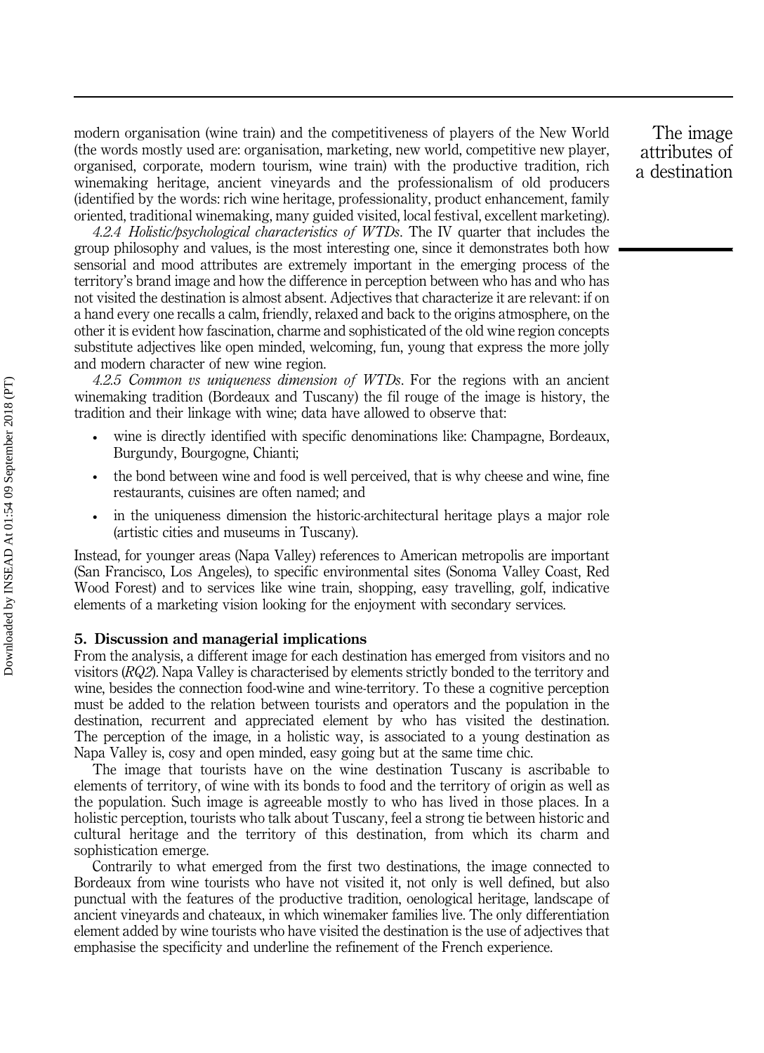modern organisation (wine train) and the competitiveness of players of the New World (the words mostly used are: organisation, marketing, new world, competitive new player, organised, corporate, modern tourism, wine train) with the productive tradition, rich winemaking heritage, ancient vineyards and the professionalism of old producers (identified by the words: rich wine heritage, professionality, product enhancement, family oriented, traditional winemaking, many guided visited, local festival, excellent marketing).

*4.2.4 Holistic/psychological characteristics of WTDs*. The IV quarter that includes the group philosophy and values, is the most interesting one, since it demonstrates both how sensorial and mood attributes are extremely important in the emerging process of the territory's brand image and how the difference in perception between who has and who has not visited the destination is almost absent. Adjectives that characterize it are relevant: if on a hand every one recalls a calm, friendly, relaxed and back to the origins atmosphere, on the other it is evident how fascination, charme and sophisticated of the old wine region concepts substitute adjectives like open minded, welcoming, fun, young that express the more jolly and modern character of new wine region.

*4.2.5 Common vs uniqueness dimension of WTDs*. For the regions with an ancient winemaking tradition (Bordeaux and Tuscany) the fil rouge of the image is history, the tradition and their linkage with wine; data have allowed to observe that:

- wine is directly identified with specific denominations like: Champagne, Bordeaux, Burgundy, Bourgogne, Chianti;
- the bond between wine and food is well perceived, that is why cheese and wine, fine restaurants, cuisines are often named; and
- in the uniqueness dimension the historic-architectural heritage plays a major role (artistic cities and museums in Tuscany).

Instead, for younger areas (Napa Valley) references to American metropolis are important (San Francisco, Los Angeles), to specific environmental sites (Sonoma Valley Coast, Red Wood Forest) and to services like wine train, shopping, easy travelling, golf, indicative elements of a marketing vision looking for the enjoyment with secondary services.

## 5. Discussion and managerial implications

From the analysis, a different image for each destination has emerged from visitors and no visitors (*RQ2*). Napa Valley is characterised by elements strictly bonded to the territory and wine, besides the connection food-wine and wine-territory. To these a cognitive perception must be added to the relation between tourists and operators and the population in the destination, recurrent and appreciated element by who has visited the destination. The perception of the image, in a holistic way, is associated to a young destination as Napa Valley is, cosy and open minded, easy going but at the same time chic.

The image that tourists have on the wine destination Tuscany is ascribable to elements of territory, of wine with its bonds to food and the territory of origin as well as the population. Such image is agreeable mostly to who has lived in those places. In a holistic perception, tourists who talk about Tuscany, feel a strong tie between historic and cultural heritage and the territory of this destination, from which its charm and sophistication emerge.

Contrarily to what emerged from the first two destinations, the image connected to Bordeaux from wine tourists who have not visited it, not only is well defined, but also punctual with the features of the productive tradition, oenological heritage, landscape of ancient vineyards and chateaux, in which winemaker families live. The only differentiation element added by wine tourists who have visited the destination is the use of adjectives that emphasise the specificity and underline the refinement of the French experience.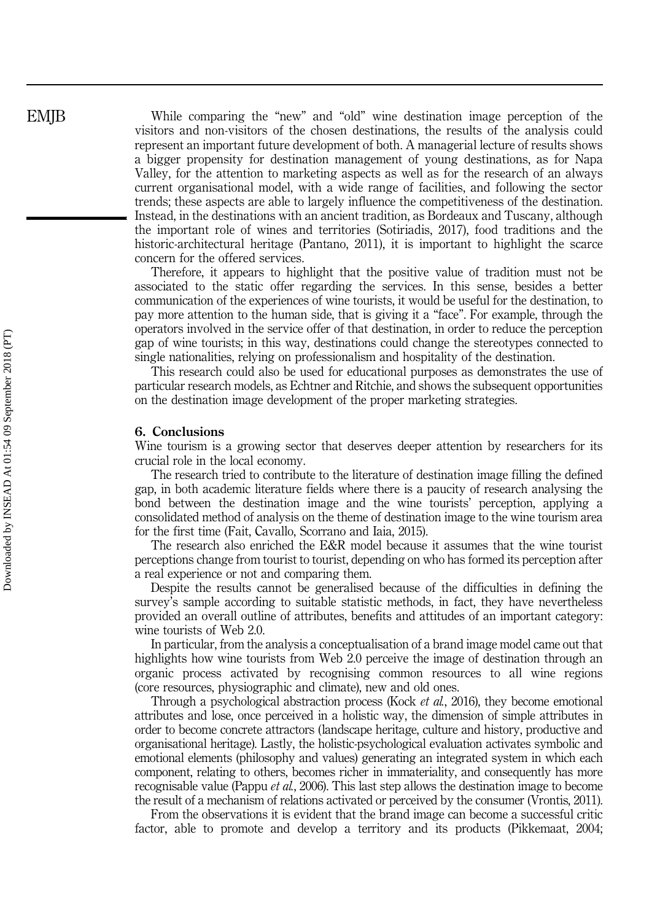While comparing the "new" and "old" wine destination image perception of the visitors and non-visitors of the chosen destinations, the results of the analysis could represent an important future development of both. A managerial lecture of results shows a bigger propensity for destination management of young destinations, as for Napa Valley, for the attention to marketing aspects as well as for the research of an always current organisational model, with a wide range of facilities, and following the sector trends; these aspects are able to largely influence the competitiveness of the destination. Instead, in the destinations with an ancient tradition, as Bordeaux and Tuscany, although the important role of wines and territories (Sotiriadis, 2017), food traditions and the historic-architectural heritage (Pantano, 2011), it is important to highlight the scarce concern for the offered services.

Therefore, it appears to highlight that the positive value of tradition must not be associated to the static offer regarding the services. In this sense, besides a better communication of the experiences of wine tourists, it would be useful for the destination, to pay more attention to the human side, that is giving it a "face". For example, through the operators involved in the service offer of that destination, in order to reduce the perception gap of wine tourists; in this way, destinations could change the stereotypes connected to single nationalities, relying on professionalism and hospitality of the destination.

This research could also be used for educational purposes as demonstrates the use of particular research models, as Echtner and Ritchie, and shows the subsequent opportunities on the destination image development of the proper marketing strategies.

## 6. Conclusions

Wine tourism is a growing sector that deserves deeper attention by researchers for its crucial role in the local economy.

The research tried to contribute to the literature of destination image filling the defined gap, in both academic literature fields where there is a paucity of research analysing the bond between the destination image and the wine tourists' perception, applying a consolidated method of analysis on the theme of destination image to the wine tourism area for the first time (Fait, Cavallo, Scorrano and Iaia, 2015).

The research also enriched the E&R model because it assumes that the wine tourist perceptions change from tourist to tourist, depending on who has formed its perception after a real experience or not and comparing them.

Despite the results cannot be generalised because of the difficulties in defining the survey's sample according to suitable statistic methods, in fact, they have nevertheless provided an overall outline of attributes, benefits and attitudes of an important category: wine tourists of Web 2.0.

In particular, from the analysis a conceptualisation of a brand image model came out that highlights how wine tourists from Web 2.0 perceive the image of destination through an organic process activated by recognising common resources to all wine regions (core resources, physiographic and climate), new and old ones.

Through a psychological abstraction process (Kock *et al.*, 2016), they become emotional attributes and lose, once perceived in a holistic way, the dimension of simple attributes in order to become concrete attractors (landscape heritage, culture and history, productive and organisational heritage). Lastly, the holistic-psychological evaluation activates symbolic and emotional elements (philosophy and values) generating an integrated system in which each component, relating to others, becomes richer in immateriality, and consequently has more recognisable value (Pappu *et al.*, 2006). This last step allows the destination image to become the result of a mechanism of relations activated or perceived by the consumer (Vrontis, 2011).

From the observations it is evident that the brand image can become a successful critic factor, able to promote and develop a territory and its products (Pikkemaat, 2004;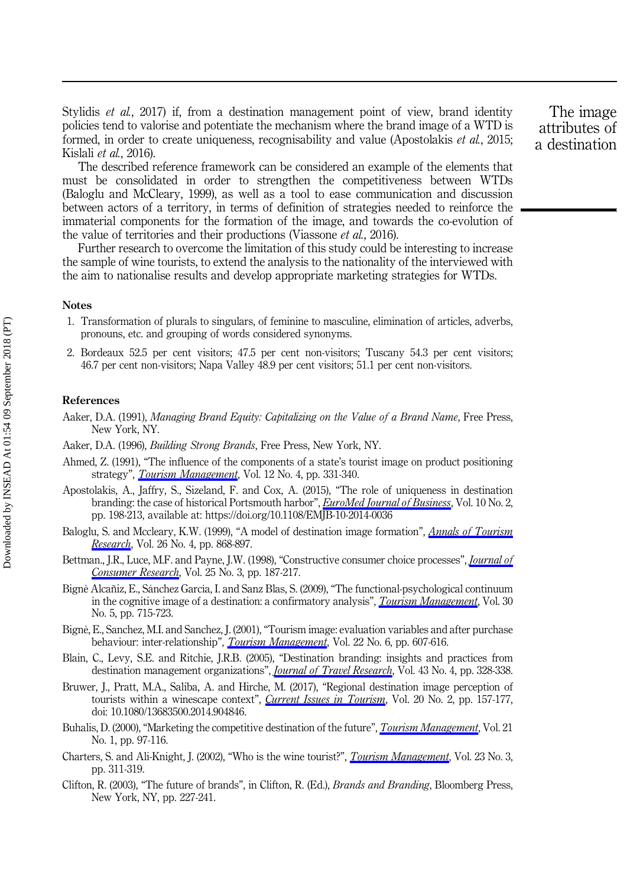Stylidis *et al.*, 2017) if, from a destination management point of view, brand identity policies tend to valorise and potentiate the mechanism where the brand image of a WTD is formed, in order to create uniqueness, recognisability and value (Apostolakis *et al.*, 2015; Kislali *et al.*, 2016).

The described reference framework can be considered an example of the elements that must be consolidated in order to strengthen the competitiveness between WTDs (Baloglu and McCleary, 1999), as well as a tool to ease communication and discussion between actors of a territory, in terms of definition of strategies needed to reinforce the immaterial components for the formation of the image, and towards the co-evolution of the value of territories and their productions (Viassone *et al.*, 2016).

Further research to overcome the limitation of this study could be interesting to increase the sample of wine tourists, to extend the analysis to the nationality of the interviewed with the aim to nationalise results and develop appropriate marketing strategies for WTDs.

## Notes

1. Transformation of plurals to singulars, of feminine to masculine, elimination of articles, adverbs, pronouns, etc. and grouping of words considered synonyms.
2. Bordeaux 52.5 per cent visitors; 47.5 per cent non-visitors; Tuscany 54.3 per cent visitors; 46.7 per cent non-visitors; Napa Valley 48.9 per cent visitors; 51.1 per cent non-visitors.

## References

Aaker, D.A. (1991), *Managing Brand Equity: Capitalizing on the Value of a Brand Name*, Free Press, New York, NY.

Aaker, D.A. (1996), *Building Strong Brands*, Free Press, New York, NY.

Ahmed, Z. (1991), "The influence of the components of a state's tourist image on product positioning strategy", *Tourism Management*, Vol. 12 No. 4, pp. 331-340.

Apostolakis, A., Jaffry, S., Sizeland, F. and Cox, A. (2015), "The role of uniqueness in destination branding: the case of historical Portsmouth harbor", *EuroMed Journal of Business*, Vol. 10 No. 2, pp. 198-213, available at: https://doi.org/10.1108/EMJB-10-2014-0036

Baloglu, S. and Mccleary, K.W. (1999), "A model of destination image formation", *Annals of Tourism Research*, Vol. 26 No. 4, pp. 868-897.

Bettman., J.R., Luce, M.F. and Payne, J.W. (1998), "Constructive consumer choice processes", *Journal of Consumer Research*, Vol. 25 No. 3, pp. 187-217.

Bignè Alcañiz, E., Sánchez García, I. and Sanz Blas, S. (2009), "The functional-psychological continuum in the cognitive image of a destination: a confirmatory analysis", *Tourism Management*, Vol. 30 No. 5, pp. 715-723.

Bignè, E., Sanchez, M.I. and Sanchez, J. (2001), "Tourism image: evaluation variables and after purchase behaviour: inter-relationship", *Tourism Management*, Vol. 22 No. 6, pp. 607-616.

Blain, C., Levy, S.E. and Ritchie, J.R.B. (2005), "Destination branding: insights and practices from destination management organizations", *Journal of Travel Research*, Vol. 43 No. 4, pp. 328-338.

Bruwer, J., Pratt, M.A., Saliba, A. and Hirche, M. (2017), "Regional destination image perception of tourists within a winescape context", *Current Issues in Tourism*, Vol. 20 No. 2, pp. 157-177, doi: 10.1080/13683500.2014.904846.

Buhalis, D. (2000), "Marketing the competitive destination of the future", *Tourism Management*, Vol. 21 No. 1, pp. 97-116.

Charters, S. and Ali-Knight, J. (2002), "Who is the wine tourist?", *Tourism Management*, Vol. 23 No. 3, pp. 311-319.

Clifton, R. (2003), "The future of brands", in Clifton, R. (Ed.), *Brands and Branding*, Bloomberg Press, New York, NY, pp. 227-241.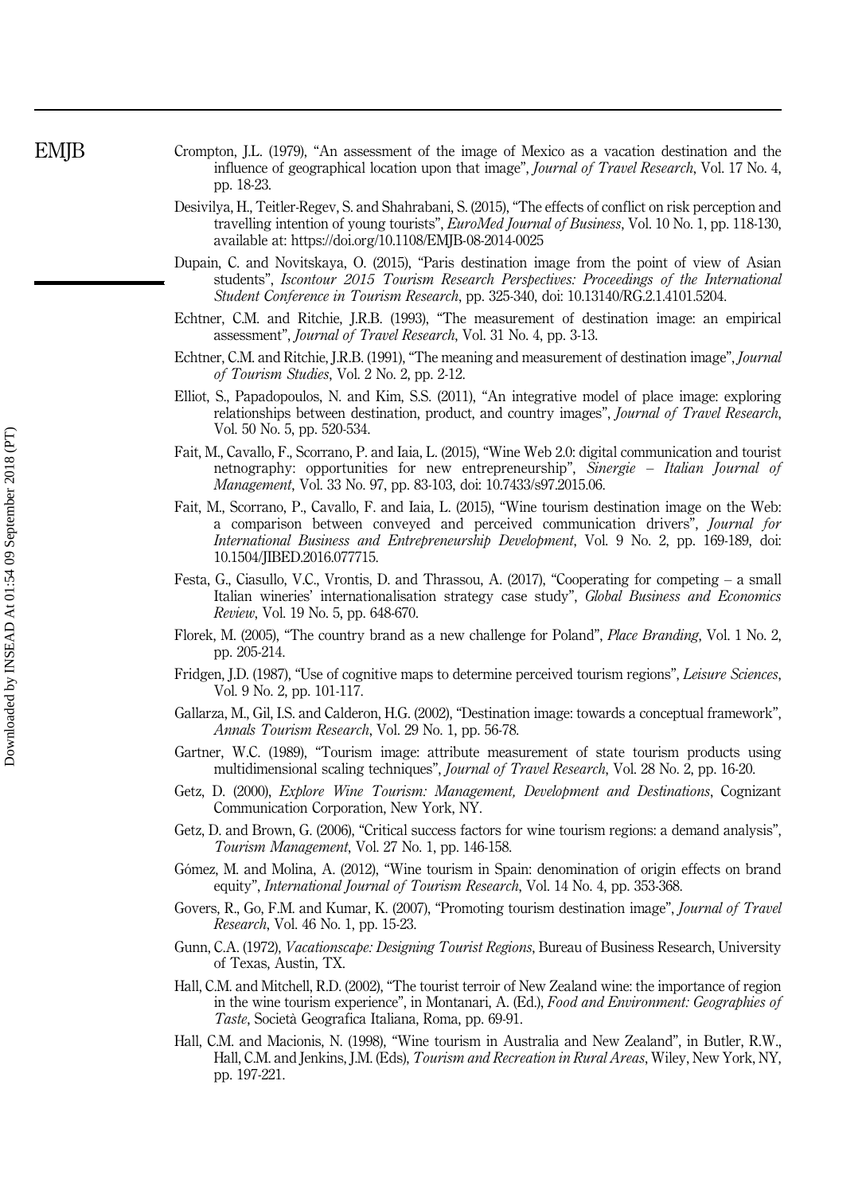Crompton, J.L. (1979), "An assessment of the image of Mexico as a vacation destination and the influence of geographical location upon that image", *Journal of Travel Research*, Vol. 17 No. 4, pp. 18-23.

Desivilya, H., Teitler-Regev, S. and Shahrabani, S. (2015), "The effects of conflict on risk perception and travelling intention of young tourists", *EuroMed Journal of Business*, Vol. 10 No. 1, pp. 118-130, available at: https://doi.org/10.1108/EMJB-08-2014-0025

Dupain, C. and Novitskaya, O. (2015), "Paris destination image from the point of view of Asian students", *Iscontour 2015 Tourism Research Perspectives: Proceedings of the International Student Conference in Tourism Research*, pp. 325-340, doi: 10.13140/RG.2.1.4101.5204.

Echtner, C.M. and Ritchie, J.R.B. (1993), "The measurement of destination image: an empirical assessment", *Journal of Travel Research*, Vol. 31 No. 4, pp. 3-13.

Echtner, C.M. and Ritchie, J.R.B. (1991), "The meaning and measurement of destination image", *Journal of Tourism Studies*, Vol. 2 No. 2, pp. 2-12.

Elliot, S., Papadopoulos, N. and Kim, S.S. (2011), "An integrative model of place image: exploring relationships between destination, product, and country images", *Journal of Travel Research*, Vol. 50 No. 5, pp. 520-534.

Fait, M., Cavallo, F., Scorrano, P. and Iaia, L. (2015), "Wine Web 2.0: digital communication and tourist netnography: opportunities for new entrepreneurship", *Sinergie – Italian Journal of Management*, Vol. 33 No. 97, pp. 83-103, doi: 10.7433/s97.2015.06.

Fait, M., Scorrano, P., Cavallo, F. and Iaia, L. (2015), "Wine tourism destination image on the Web: a comparison between conveyed and perceived communication drivers", *Journal for International Business and Entrepreneurship Development*, Vol. 9 No. 2, pp. 169-189, doi: 10.1504/JIBED.2016.077715.

Festa, G., Ciasullo, V.C., Vrontis, D. and Thrassou, A. (2017), "Cooperating for competing – a small Italian wineries' internationalisation strategy case study", *Global Business and Economics Review*, Vol. 19 No. 5, pp. 648-670.

Florek, M. (2005), "The country brand as a new challenge for Poland", *Place Branding*, Vol. 1 No. 2, pp. 205-214.

Fridgen, J.D. (1987), "Use of cognitive maps to determine perceived tourism regions", *Leisure Sciences*, Vol. 9 No. 2, pp. 101-117.

Gallarza, M., Gil, I.S. and Calderon, H.G. (2002), "Destination image: towards a conceptual framework", *Annals Tourism Research*, Vol. 29 No. 1, pp. 56-78.

Gartner, W.C. (1989), "Tourism image: attribute measurement of state tourism products using multidimensional scaling techniques", *Journal of Travel Research*, Vol. 28 No. 2, pp. 16-20.

Getz, D. (2000), *Explore Wine Tourism: Management, Development and Destinations*, Cognizant Communication Corporation, New York, NY.

Getz, D. and Brown, G. (2006), "Critical success factors for wine tourism regions: a demand analysis", *Tourism Management*, Vol. 27 No. 1, pp. 146-158.

Gómez, M. and Molina, A. (2012), "Wine tourism in Spain: denomination of origin effects on brand equity", *International Journal of Tourism Research*, Vol. 14 No. 4, pp. 353-368.

Govers, R., Go, F.M. and Kumar, K. (2007), "Promoting tourism destination image", *Journal of Travel Research*, Vol. 46 No. 1, pp. 15-23.

Gunn, C.A. (1972), *Vacationscape: Designing Tourist Regions*, Bureau of Business Research, University of Texas, Austin, TX.

Hall, C.M. and Mitchell, R.D. (2002), "The tourist terroir of New Zealand wine: the importance of region in the wine tourism experience", in Montanari, A. (Ed.), *Food and Environment: Geographies of Taste*, Società Geografica Italiana, Roma, pp. 69-91.

Hall, C.M. and Macionis, N. (1998), "Wine tourism in Australia and New Zealand", in Butler, R.W., Hall, C.M. and Jenkins, J.M. (Eds), *Tourism and Recreation in Rural Areas*, Wiley, New York, NY, pp. 197-221.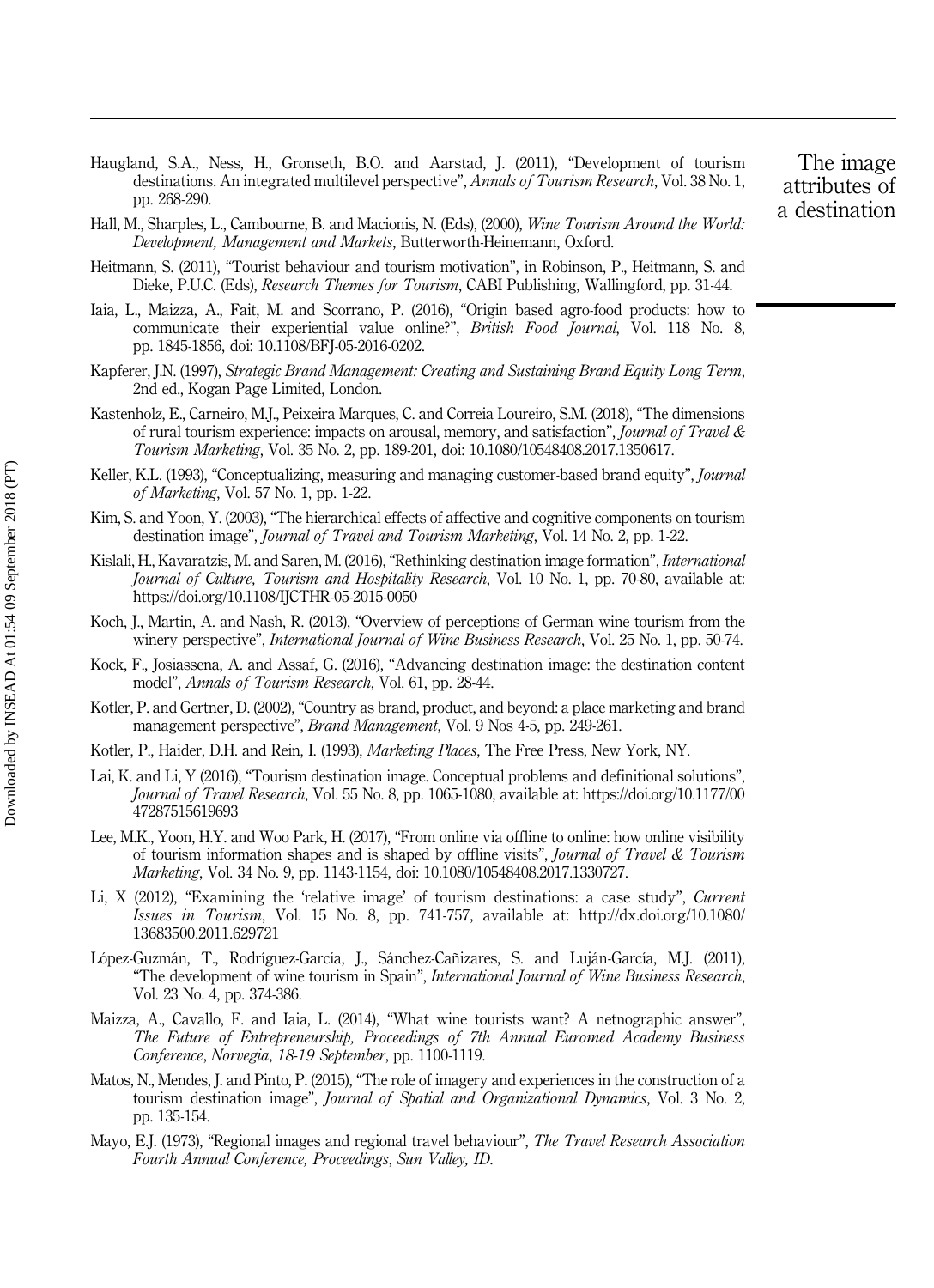Haugland, S.A., Ness, H., Gronseth, B.O. and Aarstad, J. (2011), "Development of tourism destinations. An integrated multilevel perspective", *Annals of Tourism Research*, Vol. 38 No. 1, pp. 268-290.

Hall, M., Sharples, L., Cambourne, B. and Macionis, N. (Eds), (2000), *Wine Tourism Around the World: Development, Management and Markets*, Butterworth-Heinemann, Oxford.

Heitmann, S. (2011), "Tourist behaviour and tourism motivation", in Robinson, P., Heitmann, S. and Dieke, P.U.C. (Eds), *Research Themes for Tourism*, CABI Publishing, Wallingford, pp. 31-44.

Iaia, L., Maizza, A., Fait, M. and Scorrano, P. (2016), "Origin based agro-food products: how to communicate their experiential value online?", *British Food Journal*, Vol. 118 No. 8, pp. 1845-1856, doi: 10.1108/BFJ-05-2016-0202.

Kapferer, J.N. (1997), *Strategic Brand Management: Creating and Sustaining Brand Equity Long Term*, 2nd ed., Kogan Page Limited, London.

Kastenholz, E., Carneiro, M.J., Peixeira Marques, C. and Correia Loureiro, S.M. (2018), "The dimensions of rural tourism experience: impacts on arousal, memory, and satisfaction", *Journal of Travel & Tourism Marketing*, Vol. 35 No. 2, pp. 189-201, doi: 10.1080/10548408.2017.1350617.

Keller, K.L. (1993), "Conceptualizing, measuring and managing customer-based brand equity", *Journal of Marketing*, Vol. 57 No. 1, pp. 1-22.

Kim, S. and Yoon, Y. (2003), "The hierarchical effects of affective and cognitive components on tourism destination image", *Journal of Travel and Tourism Marketing*, Vol. 14 No. 2, pp. 1-22.

Kislali, H., Kavaratzis, M. and Saren, M. (2016), "Rethinking destination image formation", *International Journal of Culture, Tourism and Hospitality Research*, Vol. 10 No. 1, pp. 70-80, available at: https://doi.org/10.1108/IJCTHR-05-2015-0050

Koch, J., Martin, A. and Nash, R. (2013), "Overview of perceptions of German wine tourism from the winery perspective", *International Journal of Wine Business Research*, Vol. 25 No. 1, pp. 50-74.

Kock, F., Josiassena, A. and Assaf, G. (2016), "Advancing destination image: the destination content model", *Annals of Tourism Research*, Vol. 61, pp. 28-44.

Kotler, P. and Gertner, D. (2002), "Country as brand, product, and beyond: a place marketing and brand management perspective", *Brand Management*, Vol. 9 Nos 4-5, pp. 249-261.

Kotler, P., Haider, D.H. and Rein, I. (1993), *Marketing Places*, The Free Press, New York, NY.

Lai, K. and Li, Y (2016), "Tourism destination image. Conceptual problems and definitional solutions", *Journal of Travel Research*, Vol. 55 No. 8, pp. 1065-1080, available at: https://doi.org/10.1177/0047287515619693

Lee, M.K., Yoon, H.Y. and Woo Park, H. (2017), "From online via offline to online: how online visibility of tourism information shapes and is shaped by offline visits", *Journal of Travel & Tourism Marketing*, Vol. 34 No. 9, pp. 1143-1154, doi: 10.1080/10548408.2017.1330727.

Li, X (2012), "Examining the 'relative image' of tourism destinations: a case study", *Current Issues in Tourism*, Vol. 15 No. 8, pp. 741-757, available at: http://dx.doi.org/10.1080/13683500.2011.629721

López-Guzmán, T., Rodríguez-García, J., Sánchez-Cañizares, S. and Luján-García, M.J. (2011), "The development of wine tourism in Spain", *International Journal of Wine Business Research*, Vol. 23 No. 4, pp. 374-386.

Maizza, A., Cavallo, F. and Iaia, L. (2014), "What wine tourists want? A netnographic answer", *The Future of Entrepreneurship, Proceedings of 7th Annual Euromed Academy Business Conference*, *Norvegia*, *18-19 September*, pp. 1100-1119.

Matos, N., Mendes, J. and Pinto, P. (2015), "The role of imagery and experiences in the construction of a tourism destination image", *Journal of Spatial and Organizational Dynamics*, Vol. 3 No. 2, pp. 135-154.

Mayo, E.J. (1973), "Regional images and regional travel behaviour", *The Travel Research Association Fourth Annual Conference, Proceedings*, *Sun Valley, ID.*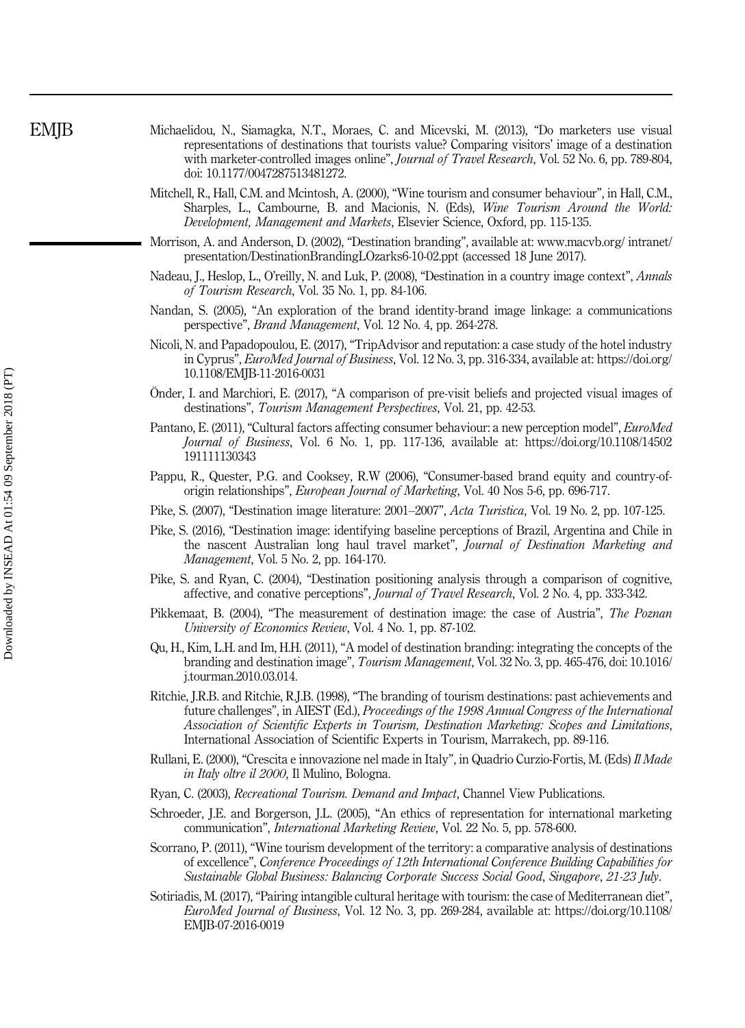Michaelidou, N., Siamagka, N.T., Moraes, C. and Micevski, M. (2013), "Do marketers use visual representations of destinations that tourists value? Comparing visitors' image of a destination with marketer-controlled images online", *Journal of Travel Research*, Vol. 52 No. 6, pp. 789-804, doi: 10.1177/0047287513481272.

Mitchell, R., Hall, C.M. and Mcintosh, A. (2000), "Wine tourism and consumer behaviour", in Hall, C.M., Sharples, L., Cambourne, B. and Macionis, N. (Eds), *Wine Tourism Around the World: Development, Management and Markets*, Elsevier Science, Oxford, pp. 115-135.

Morrison, A. and Anderson, D. (2002), "Destination branding", available at: www.macvb.org/ intranet/ presentation/DestinationBrandingLOzarks6-10-02.ppt (accessed 18 June 2017).

Nadeau, J., Heslop, L., O'reilly, N. and Luk, P. (2008), "Destination in a country image context", *Annals of Tourism Research*, Vol. 35 No. 1, pp. 84-106.

Nandan, S. (2005), "An exploration of the brand identity-brand image linkage: a communications perspective", *Brand Management*, Vol. 12 No. 4, pp. 264-278.

Nicoli, N. and Papadopoulou, E. (2017), "TripAdvisor and reputation: a case study of the hotel industry in Cyprus", *EuroMed Journal of Business*, Vol. 12 No. 3, pp. 316-334, available at: https://doi.org/10.1108/EMJB-11-2016-0031

Önder, I. and Marchiori, E. (2017), "A comparison of pre-visit beliefs and projected visual images of destinations", *Tourism Management Perspectives*, Vol. 21, pp. 42-53.

Pantano, E. (2011), "Cultural factors affecting consumer behaviour: a new perception model", *EuroMed Journal of Business*, Vol. 6 No. 1, pp. 117-136, available at: https://doi.org/10.1108/14502191111130343

Pappu, R., Quester, P.G. and Cooksey, R.W (2006), "Consumer-based brand equity and country-of-origin relationships", *European Journal of Marketing*, Vol. 40 Nos 5-6, pp. 696-717.

Pike, S. (2007), "Destination image literature: 2001–2007", *Acta Turistica*, Vol. 19 No. 2, pp. 107-125.

Pike, S. (2016), "Destination image: identifying baseline perceptions of Brazil, Argentina and Chile in the nascent Australian long haul travel market", *Journal of Destination Marketing and Management*, Vol. 5 No. 2, pp. 164-170.

Pike, S. and Ryan, C. (2004), "Destination positioning analysis through a comparison of cognitive, affective, and conative perceptions", *Journal of Travel Research*, Vol. 2 No. 4, pp. 333-342.

Pikkemaat, B. (2004), "The measurement of destination image: the case of Austria", *The Poznan University of Economics Review*, Vol. 4 No. 1, pp. 87-102.

Qu, H., Kim, L.H. and Im, H.H. (2011), "A model of destination branding: integrating the concepts of the branding and destination image", *Tourism Management*, Vol. 32 No. 3, pp. 465-476, doi: 10.1016/j.tourman.2010.03.014.

Ritchie, J.R.B. and Ritchie, R.J.B. (1998), "The branding of tourism destinations: past achievements and future challenges", in AIEST (Ed.), *Proceedings of the 1998 Annual Congress of the International Association of Scientific Experts in Tourism, Destination Marketing: Scopes and Limitations*, International Association of Scientific Experts in Tourism, Marrakech, pp. 89-116.

Rullani, E. (2000), "Crescita e innovazione nel made in Italy", in Quadrio Curzio-Fortis, M. (Eds) *Il Made in Italy oltre il 2000*, Il Mulino, Bologna.

Ryan, C. (2003), *Recreational Tourism. Demand and Impact*, Channel View Publications.

Schroeder, J.E. and Borgerson, J.L. (2005), "An ethics of representation for international marketing communication", *International Marketing Review*, Vol. 22 No. 5, pp. 578-600.

Scorrano, P. (2011), "Wine tourism development of the territory: a comparative analysis of destinations of excellence", *Conference Proceedings of 12th International Conference Building Capabilities for Sustainable Global Business: Balancing Corporate Success Social Good*, *Singapore*, *21-23 July*.

Sotiriadis, M. (2017), "Pairing intangible cultural heritage with tourism: the case of Mediterranean diet", *EuroMed Journal of Business*, Vol. 12 No. 3, pp. 269-284, available at: https://doi.org/10.1108/EMJB-07-2016-0019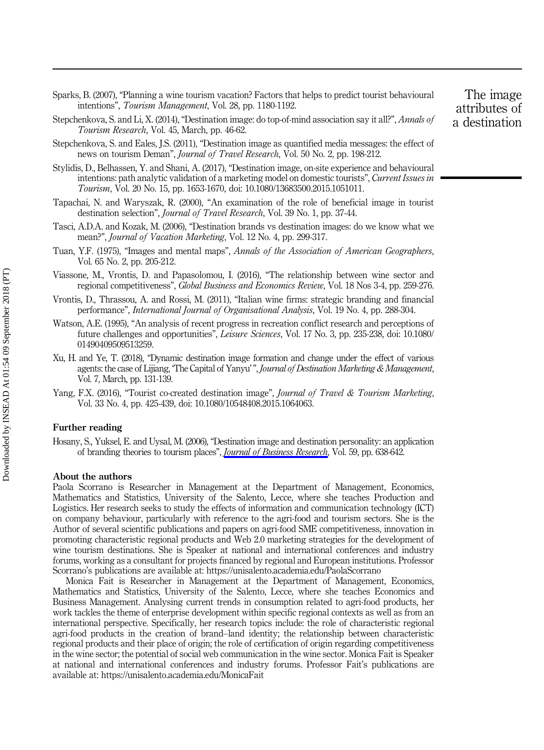Sparks, B. (2007), "Planning a wine tourism vacation? Factors that helps to predict tourist behavioural intentions", *Tourism Management*, Vol. 28, pp. 1180-1192.

Stepchenkova, S. and Li, X. (2014), "Destination image: do top-of-mind association say it all?", *Annals of Tourism Research*, Vol. 45, March, pp. 46-62.

Stepchenkova, S. and Eales, J.S. (2011), "Destination image as quantified media messages: the effect of news on tourism Deman", *Journal of Travel Research*, Vol. 50 No. 2, pp. 198-212.

Stylidis, D., Belhassen, Y. and Shani, A. (2017), "Destination image, on-site experience and behavioural intentions: path analytic validation of a marketing model on domestic tourists", *Current Issues in Tourism*, Vol. 20 No. 15, pp. 1653-1670, doi: 10.1080/13683500.2015.1051011.

Tapachai, N. and Waryszak, R. (2000), "An examination of the role of beneficial image in tourist destination selection", *Journal of Travel Research*, Vol. 39 No. 1, pp. 37-44.

Tasci, A.D.A. and Kozak, M. (2006), "Destination brands vs destination images: do we know what we mean?", *Journal of Vacation Marketing*, Vol. 12 No. 4, pp. 299-317.

Tuan, Y.F. (1975), "Images and mental maps", *Annals of the Association of American Geographers*, Vol. 65 No. 2, pp. 205-212.

Viassone, M., Vrontis, D. and Papasolomou, I. (2016), "The relationship between wine sector and regional competitiveness", *Global Business and Economics Review*, Vol. 18 Nos 3-4, pp. 259-276.

Vrontis, D., Thrassou, A. and Rossi, M. (2011), "Italian wine firms: strategic branding and financial performance", *International Journal of Organisational Analysis*, Vol. 19 No. 4, pp. 288-304.

Watson, A.E. (1995), "An analysis of recent progress in recreation conflict research and perceptions of future challenges and opportunities", *Leisure Sciences*, Vol. 17 No. 3, pp. 235-238, doi: 10.1080/01490409509513259.

Xu, H. and Ye, T. (2018), "Dynamic destination image formation and change under the effect of various agents: the case of Lijiang, 'The Capital of Yanyu' ", *Journal of Destination Marketing & Management*, Vol. 7, March, pp. 131-139.

Yang, F.X. (2016), "Tourist co-created destination image", *Journal of Travel & Tourism Marketing*, Vol. 33 No. 4, pp. 425-439, doi: 10.1080/10548408.2015.1064063.

### Further reading

Hosany, S., Yuksel, E. and Uysal, M. (2006), "Destination image and destination personality: an application of branding theories to tourism places", *Journal of Business Research*, Vol. 59, pp. 638-642.

### About the authors

Paola Scorrano is Researcher in Management at the Department of Management, Economics, Mathematics and Statistics, University of the Salento, Lecce, where she teaches Production and Logistics. Her research seeks to study the effects of information and communication technology (ICT) on company behaviour, particularly with reference to the agri-food and tourism sectors. She is the Author of several scientific publications and papers on agri-food SME competitiveness, innovation in promoting characteristic regional products and Web 2.0 marketing strategies for the development of wine tourism destinations. She is Speaker at national and international conferences and industry forums, working as a consultant for projects financed by regional and European institutions. Professor Scorrano's publications are available at: https://unisalento.academia.edu/PaolaScorrano

Monica Fait is Researcher in Management at the Department of Management, Economics, Mathematics and Statistics, University of the Salento, Lecce, where she teaches Economics and Business Management. Analysing current trends in consumption related to agri-food products, her work tackles the theme of enterprise development within specific regional contexts as well as from an international perspective. Specifically, her research topics include: the role of characteristic regional agri-food products in the creation of brand–land identity; the relationship between characteristic regional products and their place of origin; the role of certification of origin regarding competitiveness in the wine sector; the potential of social web communication in the wine sector. Monica Fait is Speaker at national and international conferences and industry forums. Professor Fait's publications are available at: https://unisalento.academia.edu/MonicaFait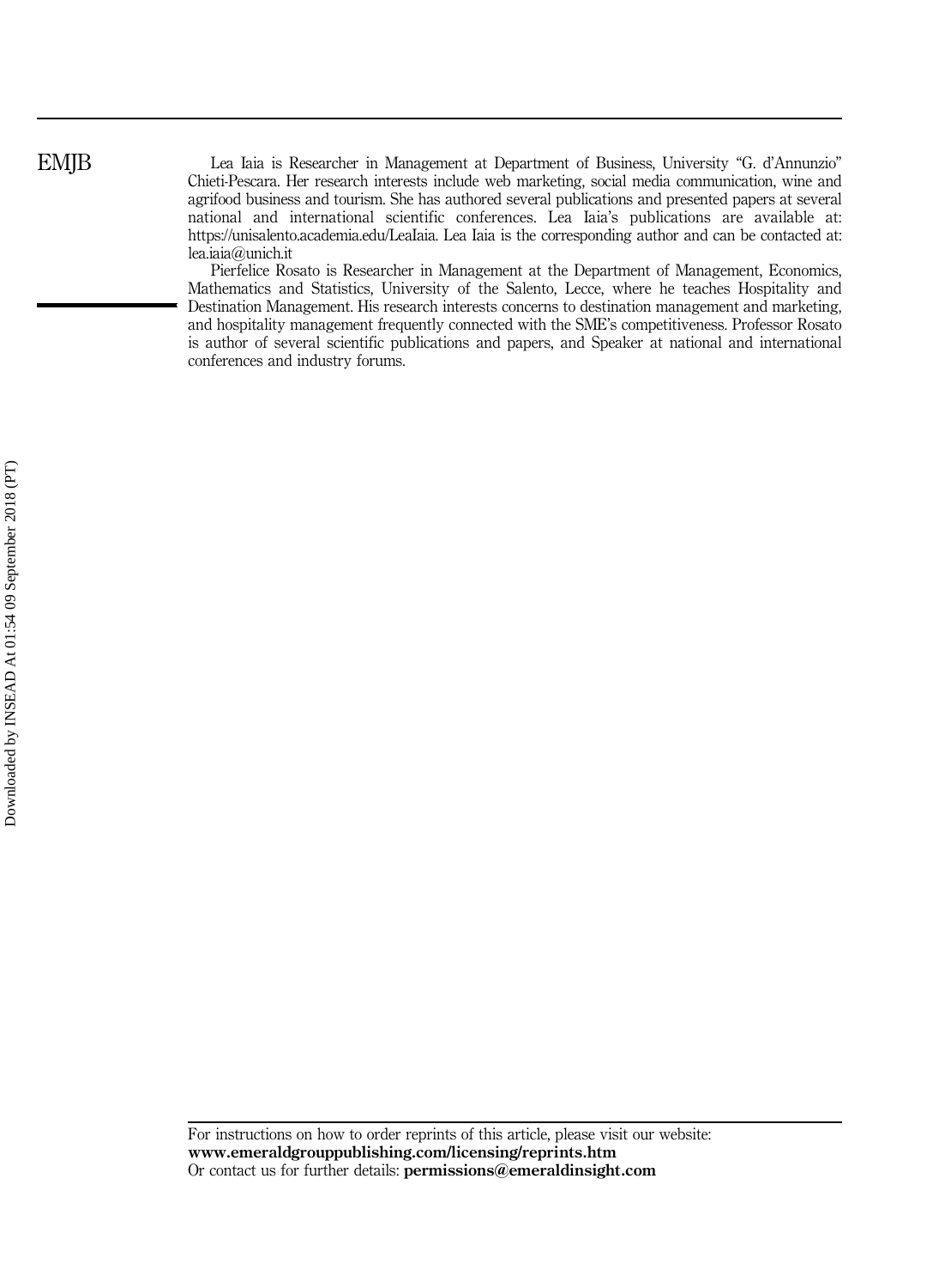Lea Iaia is Researcher in Management at Department of Business, University "G. d'Annunzio" Chieti-Pescara. Her research interests include web marketing, social media communication, wine and agrifood business and tourism. She has authored several publications and presented papers at several national and international scientific conferences. Lea Iaia's publications are available at: https://unisalento.academia.edu/LeaIaia. Lea Iaia is the corresponding author and can be contacted at: lea.iaia@unich.it

Pierfelice Rosato is Researcher in Management at the Department of Management, Economics, Mathematics and Statistics, University of the Salento, Lecce, where he teaches Hospitality and Destination Management. His research interests concerns to destination management and marketing, and hospitality management frequently connected with the SME's competitiveness. Professor Rosato is author of several scientific publications and papers, and Speaker at national and international conferences and industry forums.

For instructions on how to order reprints of this article, please visit our website:
**www.emeraldgrouppublishing.com/licensing/reprints.htm**
Or contact us for further details: **permissions@emeraldinsight.com**